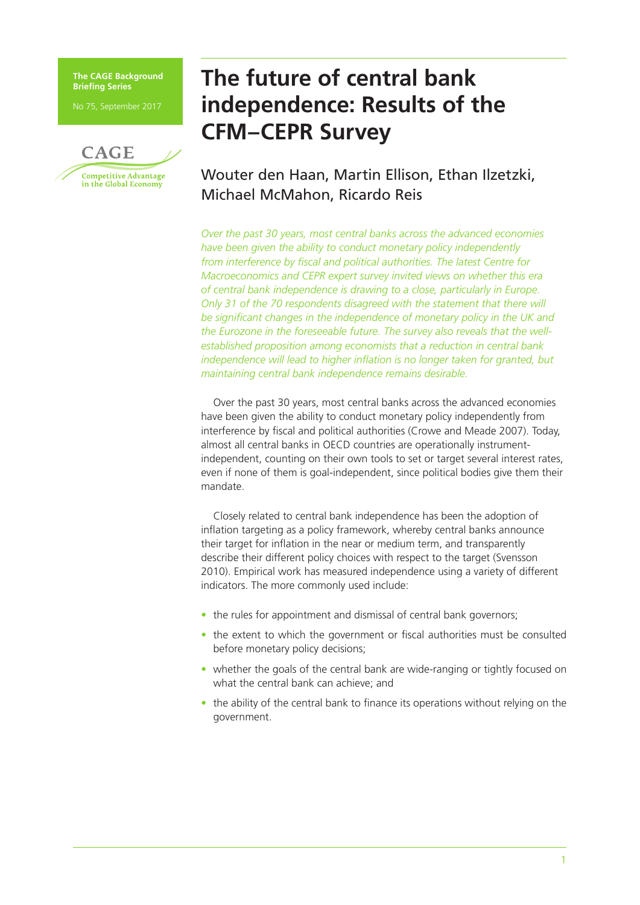The CAGE Background Briefing Series

No 75, September 2017

CAGE

Competitive Advantage in the Global Economy

# The future of central bank independence: Results of the CFM–CEPR Survey

Wouter den Haan, Martin Ellison, Ethan Ilzetzki, Michael McMahon, Ricardo Reis

*Over the past 30 years, most central banks across the advanced economies have been given the ability to conduct monetary policy independently from interference by fiscal and political authorities. The latest Centre for Macroeconomics and CEPR expert survey invited views on whether this era of central bank independence is drawing to a close, particularly in Europe. Only 31 of the 70 respondents disagreed with the statement that there will be significant changes in the independence of monetary policy in the UK and the Eurozone in the foreseeable future. The survey also reveals that the well-established proposition among economists that a reduction in central bank independence will lead to higher inflation is no longer taken for granted, but maintaining central bank independence remains desirable.*

Over the past 30 years, most central banks across the advanced economies have been given the ability to conduct monetary policy independently from interference by fiscal and political authorities (Crowe and Meade 2007). Today, almost all central banks in OECD countries are operationally instrument-independent, counting on their own tools to set or target several interest rates, even if none of them is goal-independent, since political bodies give them their mandate.

Closely related to central bank independence has been the adoption of inflation targeting as a policy framework, whereby central banks announce their target for inflation in the near or medium term, and transparently describe their different policy choices with respect to the target (Svensson 2010). Empirical work has measured independence using a variety of different indicators. The more commonly used include:

- the rules for appointment and dismissal of central bank governors;
- the extent to which the government or fiscal authorities must be consulted before monetary policy decisions;
- whether the goals of the central bank are wide-ranging or tightly focused on what the central bank can achieve; and
- the ability of the central bank to finance its operations without relying on the government.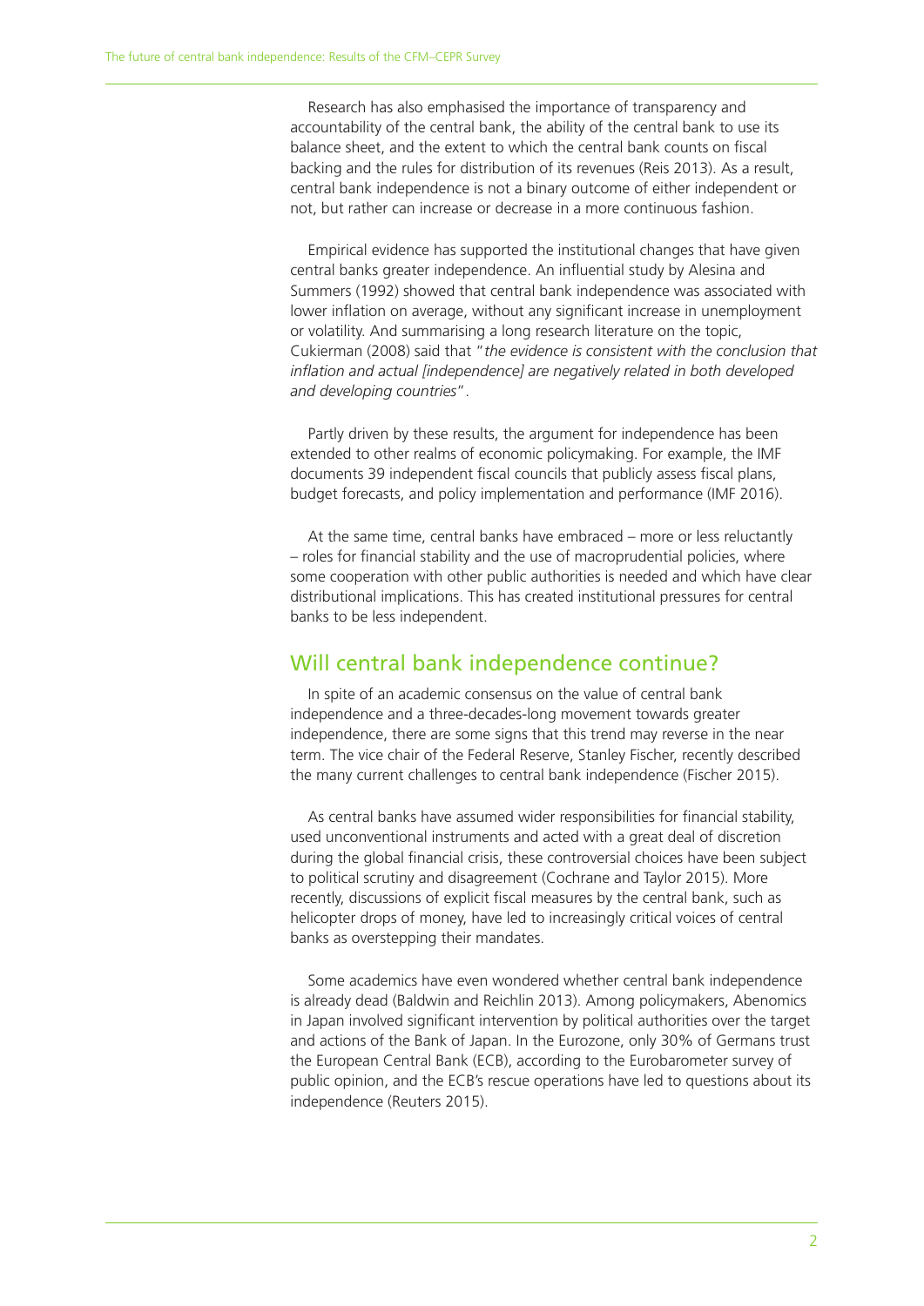Research has also emphasised the importance of transparency and accountability of the central bank, the ability of the central bank to use its balance sheet, and the extent to which the central bank counts on fiscal backing and the rules for distribution of its revenues (Reis 2013). As a result, central bank independence is not a binary outcome of either independent or not, but rather can increase or decrease in a more continuous fashion.

Empirical evidence has supported the institutional changes that have given central banks greater independence. An influential study by Alesina and Summers (1992) showed that central bank independence was associated with lower inflation on average, without any significant increase in unemployment or volatility. And summarising a long research literature on the topic, Cukierman (2008) said that "*the evidence is consistent with the conclusion that inflation and actual [independence] are negatively related in both developed and developing countries*".

Partly driven by these results, the argument for independence has been extended to other realms of economic policymaking. For example, the IMF documents 39 independent fiscal councils that publicly assess fiscal plans, budget forecasts, and policy implementation and performance (IMF 2016).

At the same time, central banks have embraced – more or less reluctantly – roles for financial stability and the use of macroprudential policies, where some cooperation with other public authorities is needed and which have clear distributional implications. This has created institutional pressures for central banks to be less independent.

## Will central bank independence continue?

In spite of an academic consensus on the value of central bank independence and a three-decades-long movement towards greater independence, there are some signs that this trend may reverse in the near term. The vice chair of the Federal Reserve, Stanley Fischer, recently described the many current challenges to central bank independence (Fischer 2015).

As central banks have assumed wider responsibilities for financial stability, used unconventional instruments and acted with a great deal of discretion during the global financial crisis, these controversial choices have been subject to political scrutiny and disagreement (Cochrane and Taylor 2015). More recently, discussions of explicit fiscal measures by the central bank, such as helicopter drops of money, have led to increasingly critical voices of central banks as overstepping their mandates.

Some academics have even wondered whether central bank independence is already dead (Baldwin and Reichlin 2013). Among policymakers, Abenomics in Japan involved significant intervention by political authorities over the target and actions of the Bank of Japan. In the Eurozone, only 30% of Germans trust the European Central Bank (ECB), according to the Eurobarometer survey of public opinion, and the ECB's rescue operations have led to questions about its independence (Reuters 2015).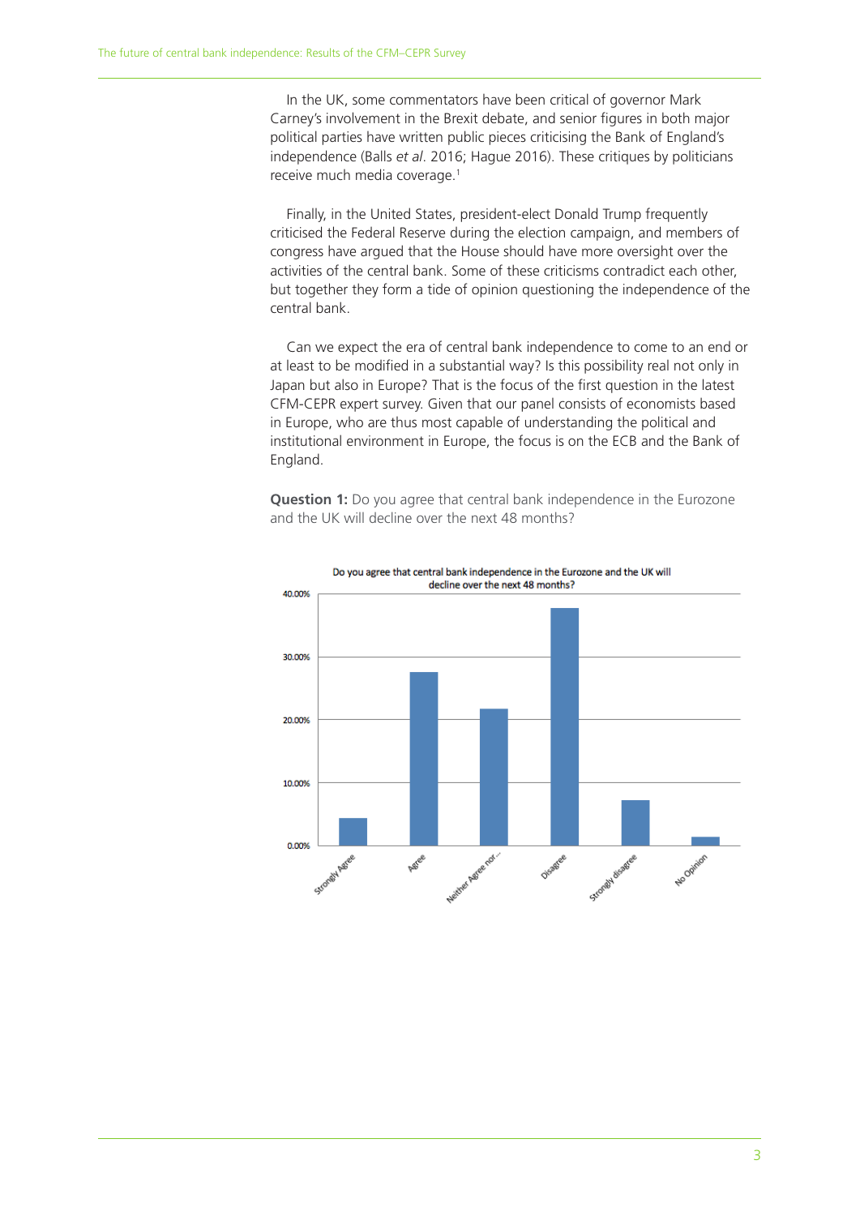In the UK, some commentators have been critical of governor Mark Carney's involvement in the Brexit debate, and senior figures in both major political parties have written public pieces criticising the Bank of England's independence (Balls *et al*. 2016; Hague 2016). These critiques by politicians receive much media coverage.[1]

Finally, in the United States, president-elect Donald Trump frequently criticised the Federal Reserve during the election campaign, and members of congress have argued that the House should have more oversight over the activities of the central bank. Some of these criticisms contradict each other, but together they form a tide of opinion questioning the independence of the central bank.

Can we expect the era of central bank independence to come to an end or at least to be modified in a substantial way? Is this possibility real not only in Japan but also in Europe? That is the focus of the first question in the latest CFM-CEPR expert survey. Given that our panel consists of economists based in Europe, who are thus most capable of understanding the political and institutional environment in Europe, the focus is on the ECB and the Bank of England.

**Question 1:** Do you agree that central bank independence in the Eurozone and the UK will decline over the next 48 months?

Do you agree that central bank independence in the Eurozone and the UK will decline over the next 48 months?

| Response | Share |
|---|---|
| Strongly Agree | ~4% |
| Agree | ~28% |
| Neither Agree nor... | ~22% |
| Disagree | ~38% |
| Strongly disagree | ~7% |
| No Opinion | ~1% |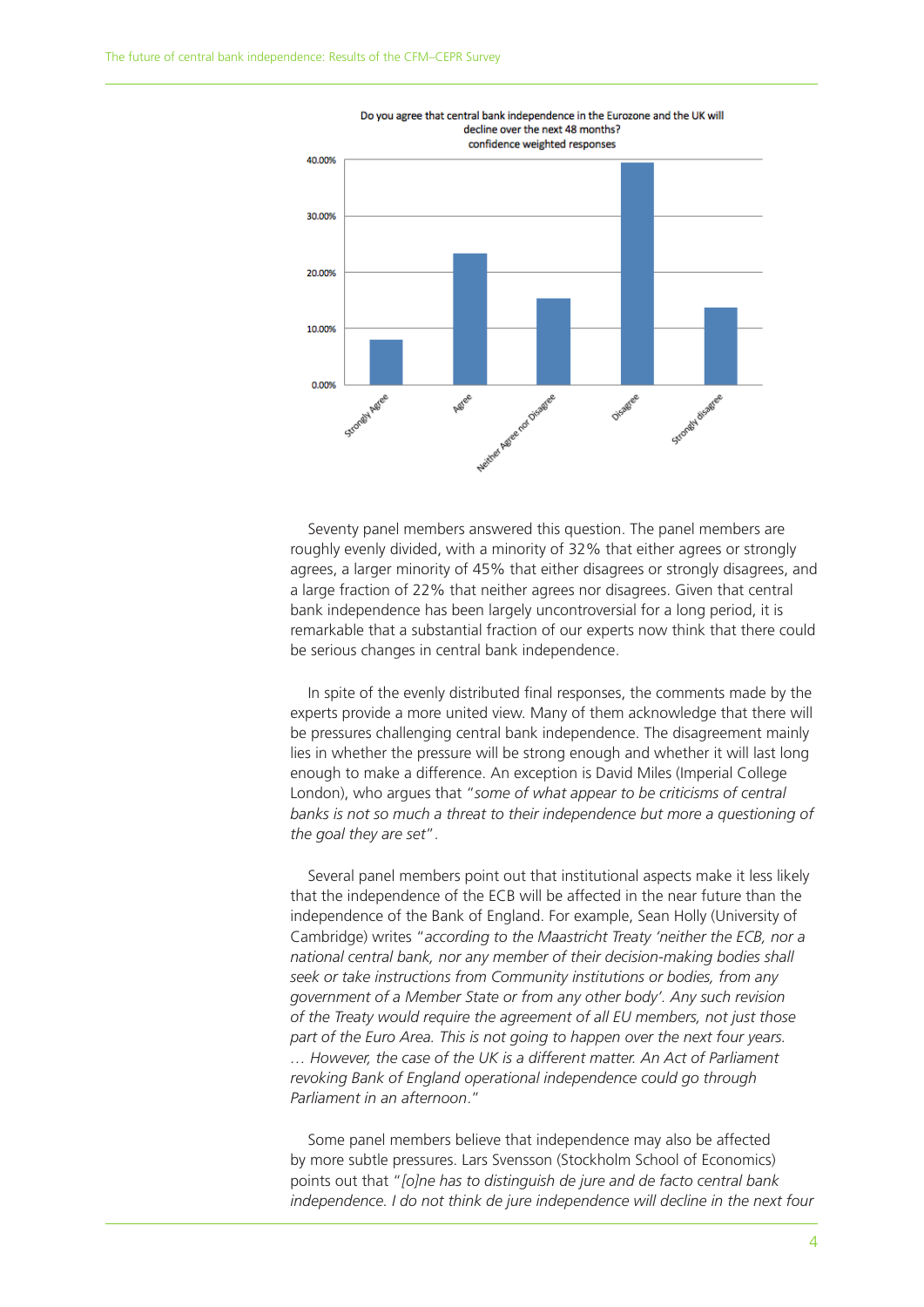Do you agree that central bank independence in the Eurozone and the UK will decline over the next 48 months?
confidence weighted responses

Seventy panel members answered this question. The panel members are roughly evenly divided, with a minority of 32% that either agrees or strongly agrees, a larger minority of 45% that either disagrees or strongly disagrees, and a large fraction of 22% that neither agrees nor disagrees. Given that central bank independence has been largely uncontroversial for a long period, it is remarkable that a substantial fraction of our experts now think that there could be serious changes in central bank independence.

In spite of the evenly distributed final responses, the comments made by the experts provide a more united view. Many of them acknowledge that there will be pressures challenging central bank independence. The disagreement mainly lies in whether the pressure will be strong enough and whether it will last long enough to make a difference. An exception is David Miles (Imperial College London), who argues that "*some of what appear to be criticisms of central banks is not so much a threat to their independence but more a questioning of the goal they are set*".

Several panel members point out that institutional aspects make it less likely that the independence of the ECB will be affected in the near future than the independence of the Bank of England. For example, Sean Holly (University of Cambridge) writes "*according to the Maastricht Treaty 'neither the ECB, nor a national central bank, nor any member of their decision-making bodies shall seek or take instructions from Community institutions or bodies, from any government of a Member State or from any other body'. Any such revision of the Treaty would require the agreement of all EU members, not just those part of the Euro Area. This is not going to happen over the next four years. … However, the case of the UK is a different matter. An Act of Parliament revoking Bank of England operational independence could go through Parliament in an afternoon.*"

Some panel members believe that independence may also be affected by more subtle pressures. Lars Svensson (Stockholm School of Economics) points out that "*[o]ne has to distinguish de jure and de facto central bank independence. I do not think de jure independence will decline in the next four*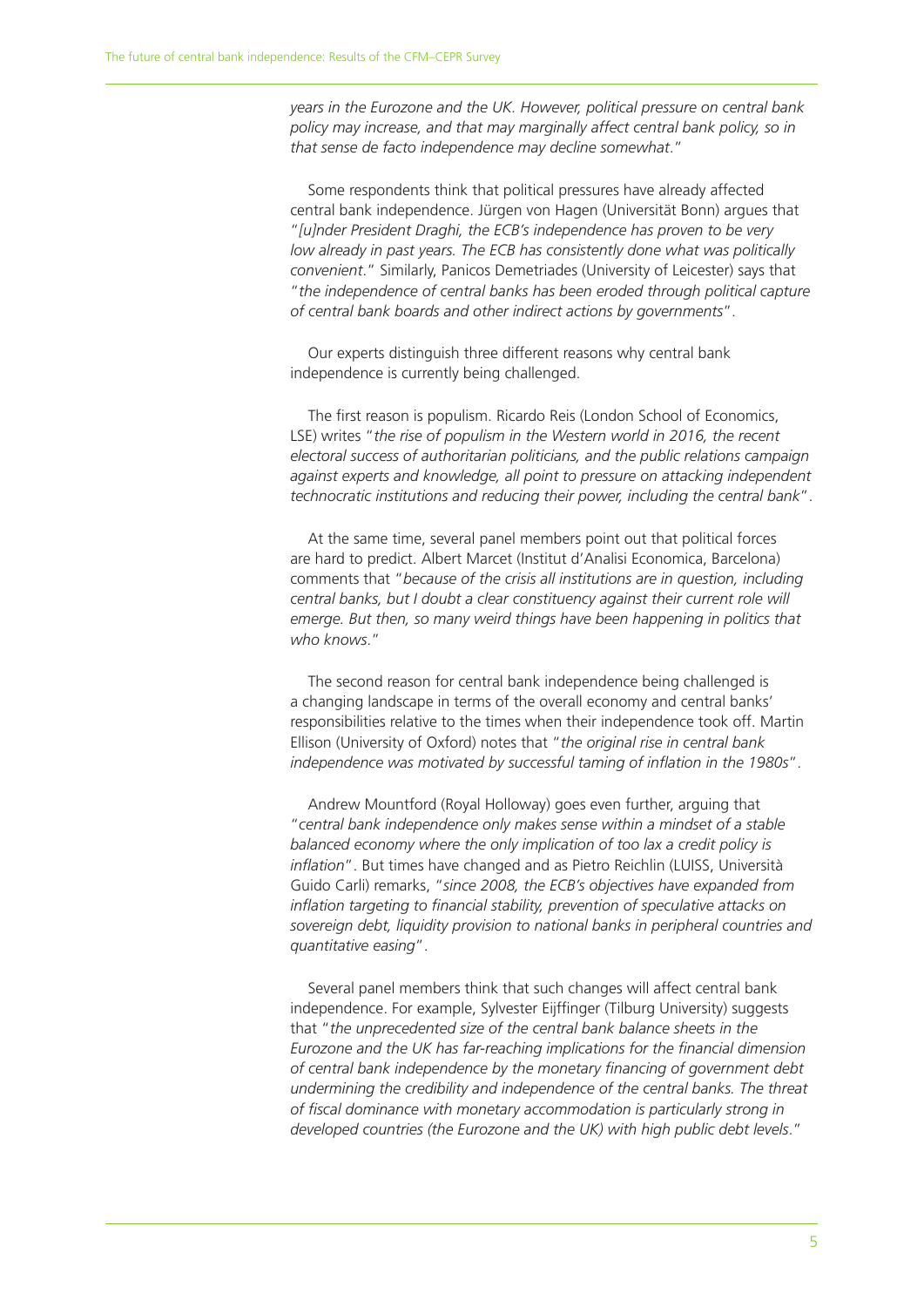*years in the Eurozone and the UK. However, political pressure on central bank policy may increase, and that may marginally affect central bank policy, so in that sense de facto independence may decline somewhat*."

Some respondents think that political pressures have already affected central bank independence. Jürgen von Hagen (Universität Bonn) argues that "*[u]nder President Draghi, the ECB's independence has proven to be very low already in past years. The ECB has consistently done what was politically convenient*." Similarly, Panicos Demetriades (University of Leicester) says that "*the independence of central banks has been eroded through political capture of central bank boards and other indirect actions by governments*".

Our experts distinguish three different reasons why central bank independence is currently being challenged.

The first reason is populism. Ricardo Reis (London School of Economics, LSE) writes "*the rise of populism in the Western world in 2016, the recent electoral success of authoritarian politicians, and the public relations campaign against experts and knowledge, all point to pressure on attacking independent technocratic institutions and reducing their power, including the central bank*".

At the same time, several panel members point out that political forces are hard to predict. Albert Marcet (Institut d'Analisi Economica, Barcelona) comments that "*because of the crisis all institutions are in question, including central banks, but I doubt a clear constituency against their current role will emerge. But then, so many weird things have been happening in politics that who knows*."

The second reason for central bank independence being challenged is a changing landscape in terms of the overall economy and central banks' responsibilities relative to the times when their independence took off. Martin Ellison (University of Oxford) notes that "*the original rise in central bank independence was motivated by successful taming of inflation in the 1980s*".

Andrew Mountford (Royal Holloway) goes even further, arguing that "*central bank independence only makes sense within a mindset of a stable balanced economy where the only implication of too lax a credit policy is inflation*". But times have changed and as Pietro Reichlin (LUISS, Università Guido Carli) remarks, "*since 2008, the ECB's objectives have expanded from inflation targeting to financial stability, prevention of speculative attacks on sovereign debt, liquidity provision to national banks in peripheral countries and quantitative easing*".

Several panel members think that such changes will affect central bank independence. For example, Sylvester Eijffinger (Tilburg University) suggests that "*the unprecedented size of the central bank balance sheets in the Eurozone and the UK has far-reaching implications for the financial dimension of central bank independence by the monetary financing of government debt undermining the credibility and independence of the central banks. The threat of fiscal dominance with monetary accommodation is particularly strong in developed countries (the Eurozone and the UK) with high public debt levels*."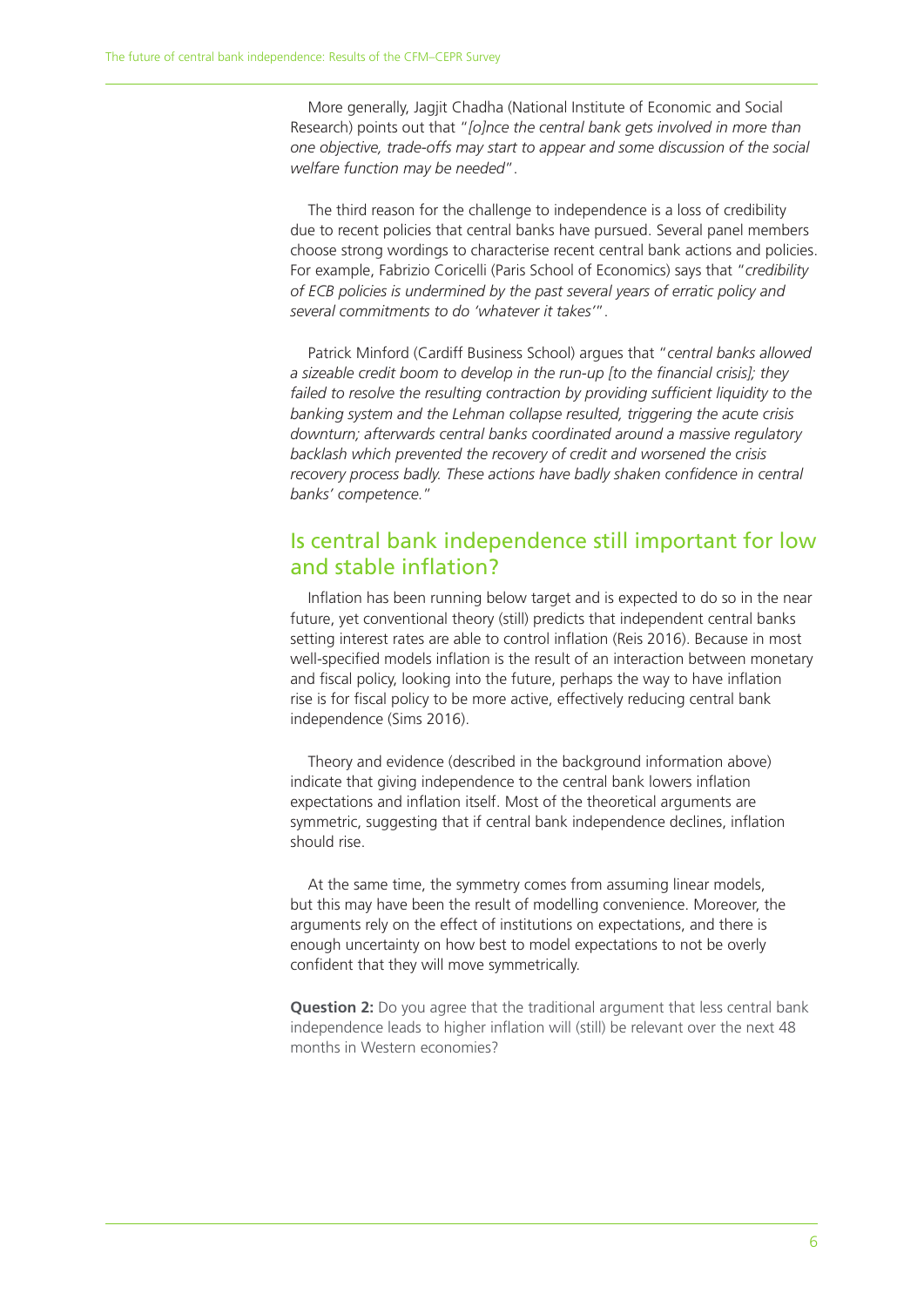More generally, Jagjit Chadha (National Institute of Economic and Social Research) points out that "*[o]nce the central bank gets involved in more than one objective, trade-offs may start to appear and some discussion of the social welfare function may be needed*".

The third reason for the challenge to independence is a loss of credibility due to recent policies that central banks have pursued. Several panel members choose strong wordings to characterise recent central bank actions and policies. For example, Fabrizio Coricelli (Paris School of Economics) says that "*credibility of ECB policies is undermined by the past several years of erratic policy and several commitments to do 'whatever it takes'*".

Patrick Minford (Cardiff Business School) argues that "*central banks allowed a sizeable credit boom to develop in the run-up [to the financial crisis]; they failed to resolve the resulting contraction by providing sufficient liquidity to the banking system and the Lehman collapse resulted, triggering the acute crisis downturn; afterwards central banks coordinated around a massive regulatory backlash which prevented the recovery of credit and worsened the crisis recovery process badly. These actions have badly shaken confidence in central banks' competence.*"

## Is central bank independence still important for low and stable inflation?

Inflation has been running below target and is expected to do so in the near future, yet conventional theory (still) predicts that independent central banks setting interest rates are able to control inflation (Reis 2016). Because in most well-specified models inflation is the result of an interaction between monetary and fiscal policy, looking into the future, perhaps the way to have inflation rise is for fiscal policy to be more active, effectively reducing central bank independence (Sims 2016).

Theory and evidence (described in the background information above) indicate that giving independence to the central bank lowers inflation expectations and inflation itself. Most of the theoretical arguments are symmetric, suggesting that if central bank independence declines, inflation should rise.

At the same time, the symmetry comes from assuming linear models, but this may have been the result of modelling convenience. Moreover, the arguments rely on the effect of institutions on expectations, and there is enough uncertainty on how best to model expectations to not be overly confident that they will move symmetrically.

**Question 2:** Do you agree that the traditional argument that less central bank independence leads to higher inflation will (still) be relevant over the next 48 months in Western economies?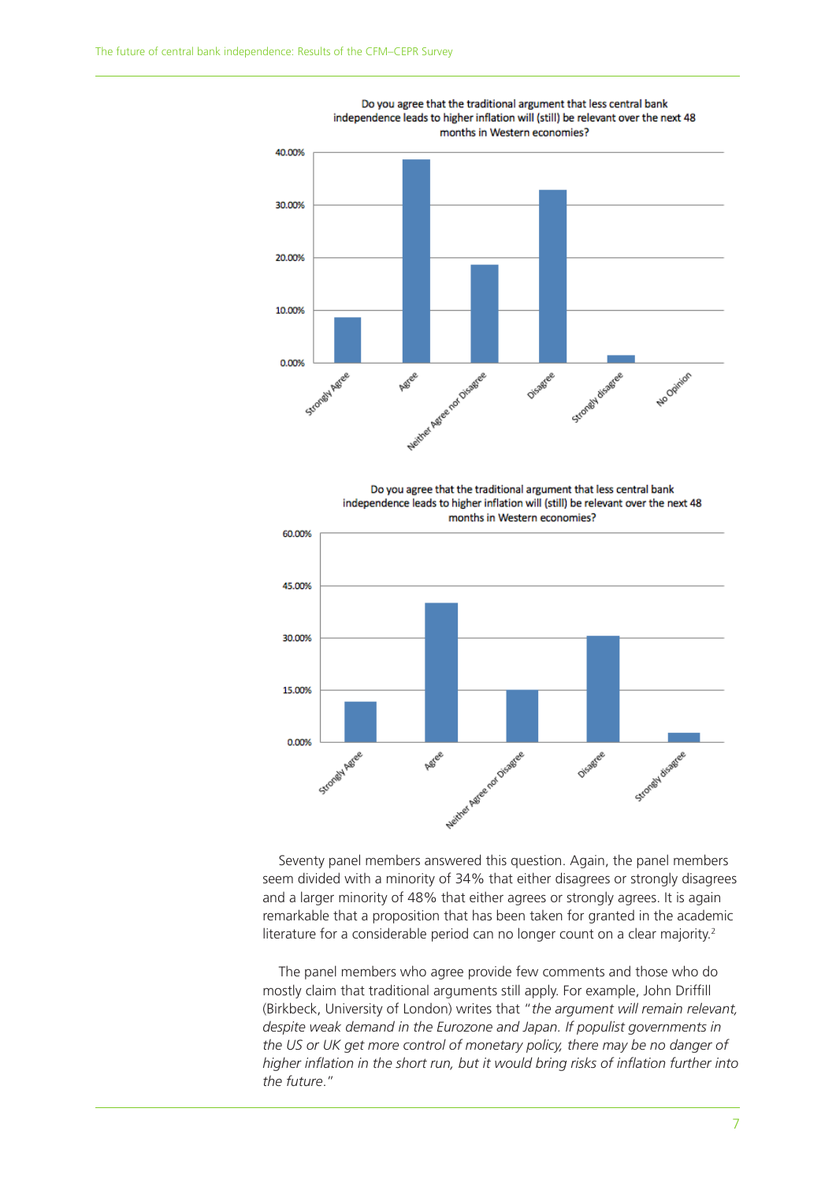Do you agree that the traditional argument that less central bank independence leads to higher inflation will (still) be relevant over the next 48 months in Western economies?

Do you agree that the traditional argument that less central bank independence leads to higher inflation will (still) be relevant over the next 48 months in Western economies?

Seventy panel members answered this question. Again, the panel members seem divided with a minority of 34% that either disagrees or strongly disagrees and a larger minority of 48% that either agrees or strongly agrees. It is again remarkable that a proposition that has been taken for granted in the academic literature for a considerable period can no longer count on a clear majority.[2]

The panel members who agree provide few comments and those who do mostly claim that traditional arguments still apply. For example, John Driffill (Birkbeck, University of London) writes that "*the argument will remain relevant, despite weak demand in the Eurozone and Japan. If populist governments in the US or UK get more control of monetary policy, there may be no danger of higher inflation in the short run, but it would bring risks of inflation further into the future.*"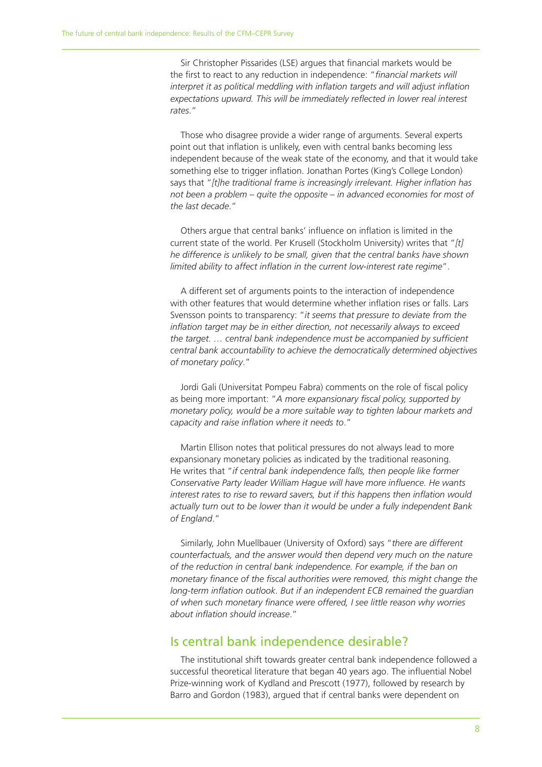Sir Christopher Pissarides (LSE) argues that financial markets would be the first to react to any reduction in independence: "*financial markets will interpret it as political meddling with inflation targets and will adjust inflation expectations upward. This will be immediately reflected in lower real interest rates.*"

Those who disagree provide a wider range of arguments. Several experts point out that inflation is unlikely, even with central banks becoming less independent because of the weak state of the economy, and that it would take something else to trigger inflation. Jonathan Portes (King's College London) says that "*[t]he traditional frame is increasingly irrelevant. Higher inflation has not been a problem – quite the opposite – in advanced economies for most of the last decade.*"

Others argue that central banks' influence on inflation is limited in the current state of the world. Per Krusell (Stockholm University) writes that "*[t]he difference is unlikely to be small, given that the central banks have shown limited ability to affect inflation in the current low-interest rate regime*".

A different set of arguments points to the interaction of independence with other features that would determine whether inflation rises or falls. Lars Svensson points to transparency: "*it seems that pressure to deviate from the inflation target may be in either direction, not necessarily always to exceed the target. … central bank independence must be accompanied by sufficient central bank accountability to achieve the democratically determined objectives of monetary policy.*"

Jordi Gali (Universitat Pompeu Fabra) comments on the role of fiscal policy as being more important: "*A more expansionary fiscal policy, supported by monetary policy, would be a more suitable way to tighten labour markets and capacity and raise inflation where it needs to.*"

Martin Ellison notes that political pressures do not always lead to more expansionary monetary policies as indicated by the traditional reasoning. He writes that "*if central bank independence falls, then people like former Conservative Party leader William Hague will have more influence. He wants interest rates to rise to reward savers, but if this happens then inflation would actually turn out to be lower than it would be under a fully independent Bank of England.*"

Similarly, John Muellbauer (University of Oxford) says "*there are different counterfactuals, and the answer would then depend very much on the nature of the reduction in central bank independence. For example, if the ban on monetary finance of the fiscal authorities were removed, this might change the long-term inflation outlook. But if an independent ECB remained the guardian of when such monetary finance were offered, I see little reason why worries about inflation should increase.*"

## Is central bank independence desirable?

The institutional shift towards greater central bank independence followed a successful theoretical literature that began 40 years ago. The influential Nobel Prize-winning work of Kydland and Prescott (1977), followed by research by Barro and Gordon (1983), argued that if central banks were dependent on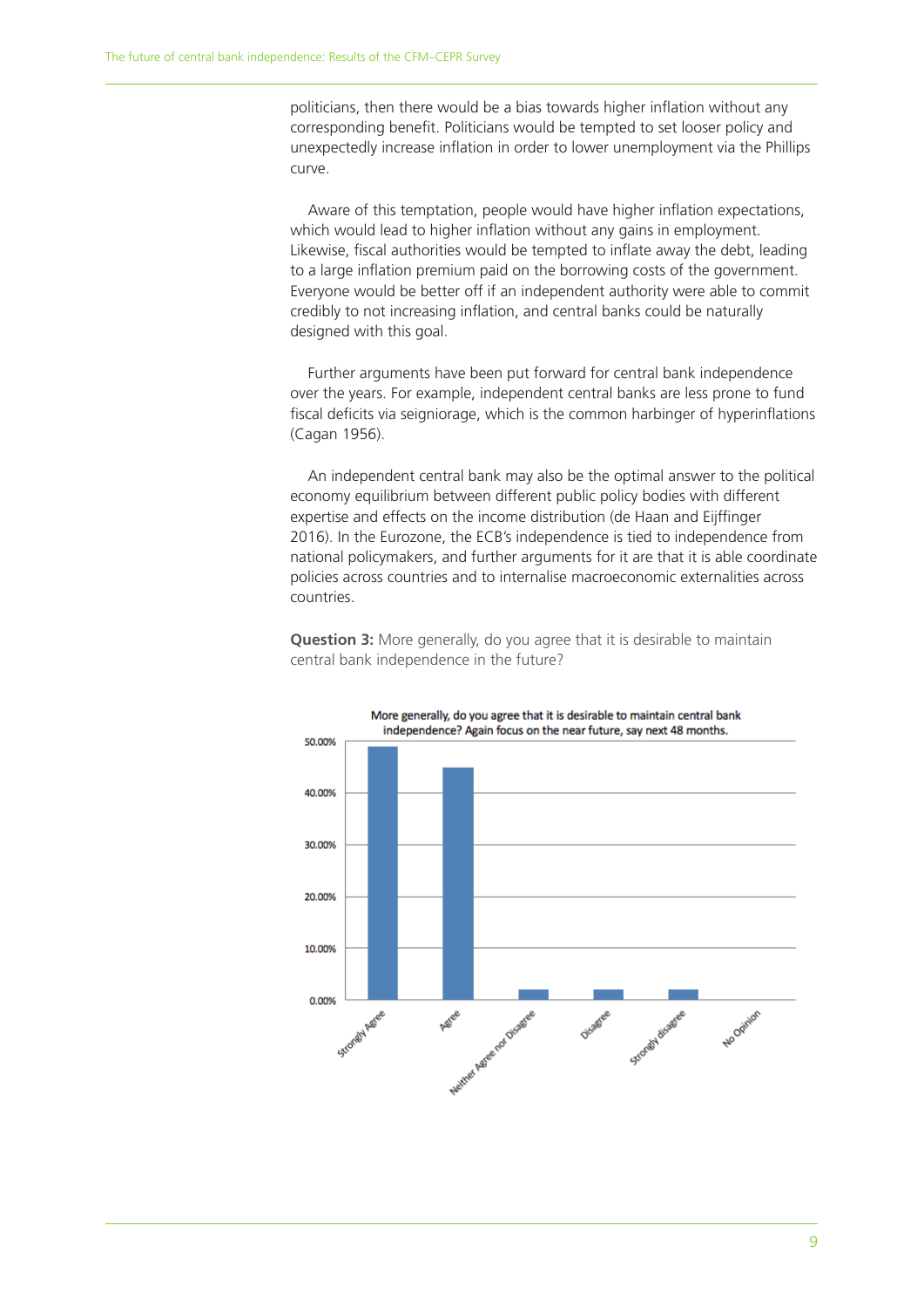politicians, then there would be a bias towards higher inflation without any corresponding benefit. Politicians would be tempted to set looser policy and unexpectedly increase inflation in order to lower unemployment via the Phillips curve.

Aware of this temptation, people would have higher inflation expectations, which would lead to higher inflation without any gains in employment. Likewise, fiscal authorities would be tempted to inflate away the debt, leading to a large inflation premium paid on the borrowing costs of the government. Everyone would be better off if an independent authority were able to commit credibly to not increasing inflation, and central banks could be naturally designed with this goal.

Further arguments have been put forward for central bank independence over the years. For example, independent central banks are less prone to fund fiscal deficits via seigniorage, which is the common harbinger of hyperinflations (Cagan 1956).

An independent central bank may also be the optimal answer to the political economy equilibrium between different public policy bodies with different expertise and effects on the income distribution (de Haan and Eijffinger 2016). In the Eurozone, the ECB's independence is tied to independence from national policymakers, and further arguments for it are that it is able coordinate policies across countries and to internalise macroeconomic externalities across countries.

**Question 3:** More generally, do you agree that it is desirable to maintain central bank independence in the future?

More generally, do you agree that it is desirable to maintain central bank independence? Again focus on the near future, say next 48 months.

50.00%
40.00%
30.00%
20.00%
10.00%
0.00%

Strongly Agree · Agree · Neither Agree nor Disagree · Disagree · Strongly disagree · No Opinion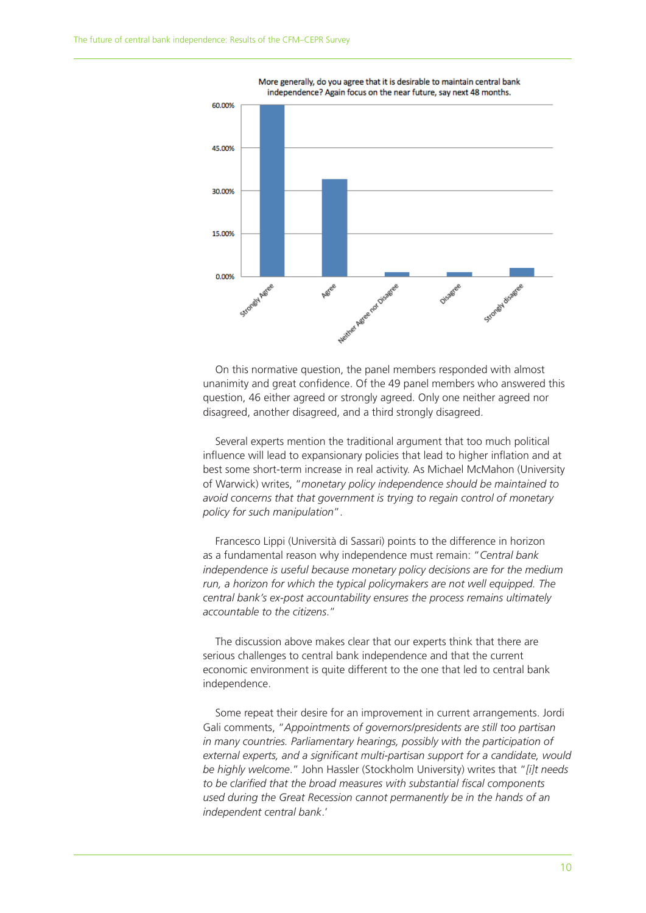More generally, do you agree that it is desirable to maintain central bank independence? Again focus on the near future, say next 48 months.

On this normative question, the panel members responded with almost unanimity and great confidence. Of the 49 panel members who answered this question, 46 either agreed or strongly agreed. Only one neither agreed nor disagreed, another disagreed, and a third strongly disagreed.

Several experts mention the traditional argument that too much political influence will lead to expansionary policies that lead to higher inflation and at best some short-term increase in real activity. As Michael McMahon (University of Warwick) writes, "*monetary policy independence should be maintained to avoid concerns that that government is trying to regain control of monetary policy for such manipulation*".

Francesco Lippi (Università di Sassari) points to the difference in horizon as a fundamental reason why independence must remain: "*Central bank independence is useful because monetary policy decisions are for the medium run, a horizon for which the typical policymakers are not well equipped. The central bank's ex-post accountability ensures the process remains ultimately accountable to the citizens.*"

The discussion above makes clear that our experts think that there are serious challenges to central bank independence and that the current economic environment is quite different to the one that led to central bank independence.

Some repeat their desire for an improvement in current arrangements. Jordi Gali comments, "*Appointments of governors/presidents are still too partisan in many countries. Parliamentary hearings, possibly with the participation of external experts, and a significant multi-partisan support for a candidate, would be highly welcome.*" John Hassler (Stockholm University) writes that "*[i]t needs to be clarified that the broad measures with substantial fiscal components used during the Great Recession cannot permanently be in the hands of an independent central bank*.'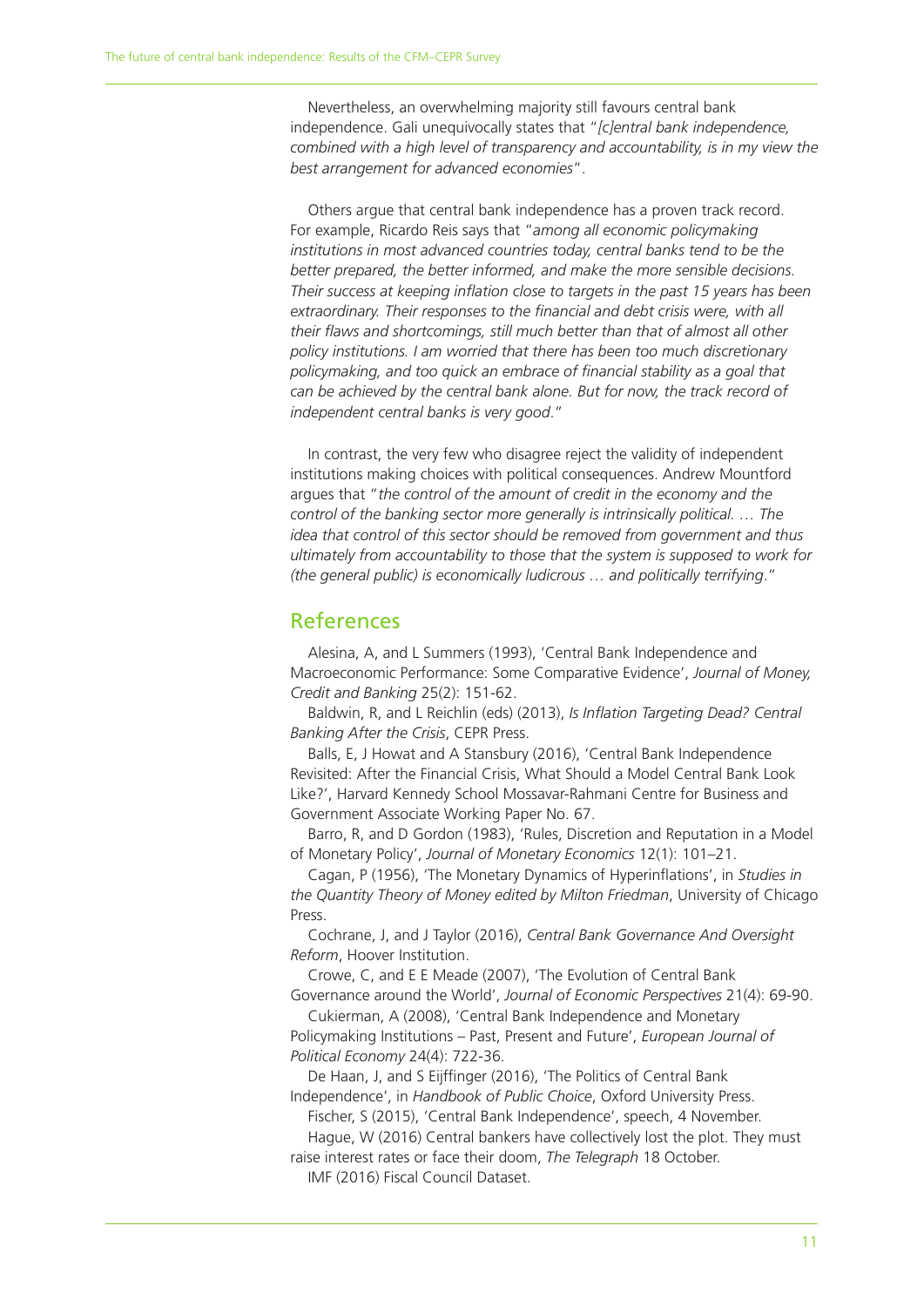Nevertheless, an overwhelming majority still favours central bank independence. Gali unequivocally states that "*[c]entral bank independence, combined with a high level of transparency and accountability, is in my view the best arrangement for advanced economies*".

Others argue that central bank independence has a proven track record. For example, Ricardo Reis says that "*among all economic policymaking institutions in most advanced countries today, central banks tend to be the better prepared, the better informed, and make the more sensible decisions. Their success at keeping inflation close to targets in the past 15 years has been extraordinary. Their responses to the financial and debt crisis were, with all their flaws and shortcomings, still much better than that of almost all other policy institutions. I am worried that there has been too much discretionary policymaking, and too quick an embrace of financial stability as a goal that can be achieved by the central bank alone. But for now, the track record of independent central banks is very good*."

In contrast, the very few who disagree reject the validity of independent institutions making choices with political consequences. Andrew Mountford argues that "*the control of the amount of credit in the economy and the control of the banking sector more generally is intrinsically political. … The idea that control of this sector should be removed from government and thus ultimately from accountability to those that the system is supposed to work for (the general public) is economically ludicrous … and politically terrifying*."

## References

Alesina, A, and L Summers (1993), 'Central Bank Independence and Macroeconomic Performance: Some Comparative Evidence', *Journal of Money, Credit and Banking* 25(2): 151-62.

Baldwin, R, and L Reichlin (eds) (2013), *Is Inflation Targeting Dead? Central Banking After the Crisis*, CEPR Press.

Balls, E, J Howat and A Stansbury (2016), 'Central Bank Independence Revisited: After the Financial Crisis, What Should a Model Central Bank Look Like?', Harvard Kennedy School Mossavar-Rahmani Centre for Business and Government Associate Working Paper No. 67.

Barro, R, and D Gordon (1983), 'Rules, Discretion and Reputation in a Model of Monetary Policy', *Journal of Monetary Economics* 12(1): 101–21.

Cagan, P (1956), 'The Monetary Dynamics of Hyperinflations', in *Studies in the Quantity Theory of Money edited by Milton Friedman*, University of Chicago Press.

Cochrane, J, and J Taylor (2016), *Central Bank Governance And Oversight Reform*, Hoover Institution.

Crowe, C, and E E Meade (2007), 'The Evolution of Central Bank Governance around the World', *Journal of Economic Perspectives* 21(4): 69-90.

Cukierman, A (2008), 'Central Bank Independence and Monetary Policymaking Institutions – Past, Present and Future', *European Journal of Political Economy* 24(4): 722-36.

De Haan, J, and S Eijffinger (2016), 'The Politics of Central Bank Independence', in *Handbook of Public Choice*, Oxford University Press.

Fischer, S (2015), 'Central Bank Independence', speech, 4 November.

Hague, W (2016) Central bankers have collectively lost the plot. They must raise interest rates or face their doom, *The Telegraph* 18 October.

IMF (2016) Fiscal Council Dataset.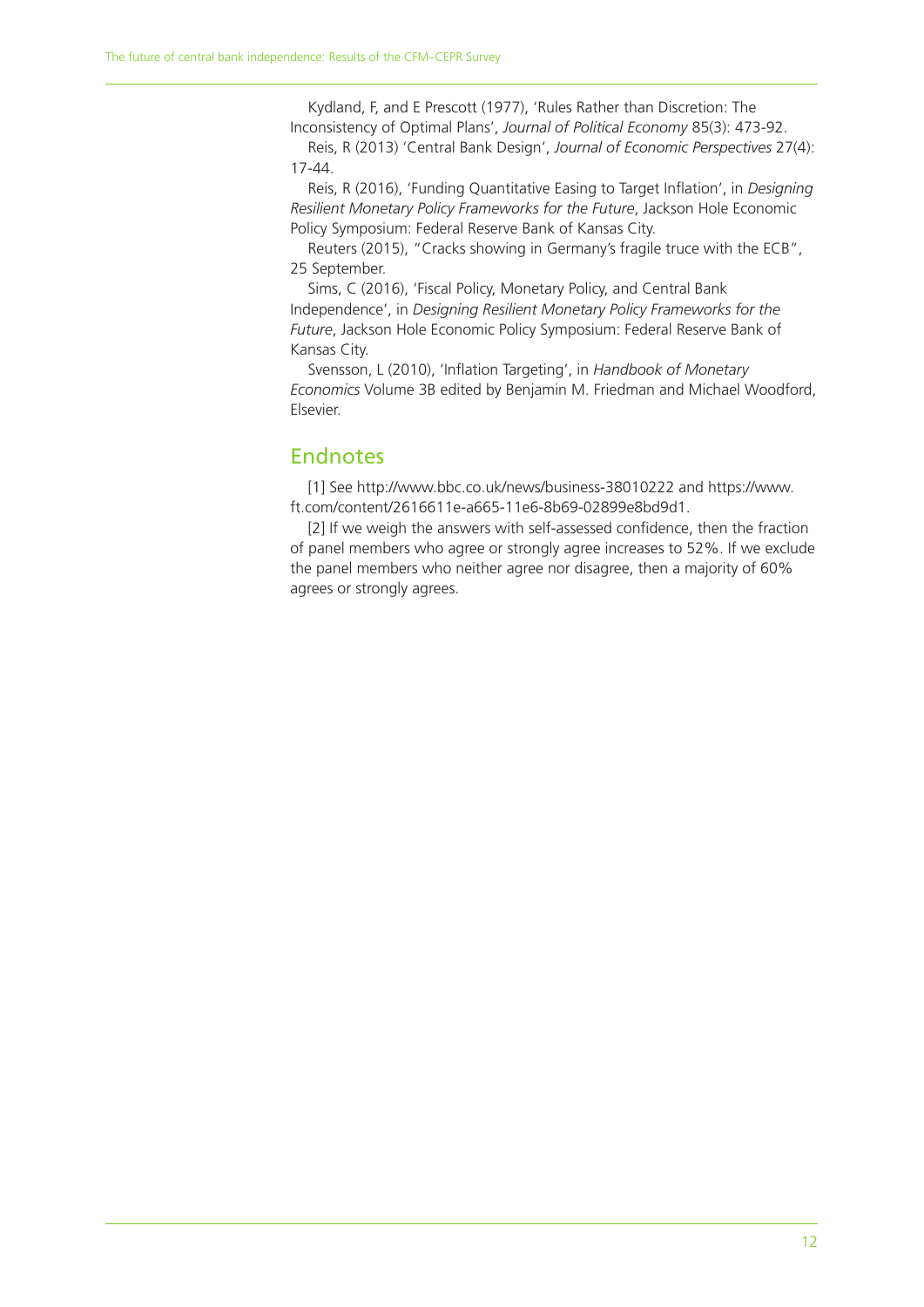Kydland, F, and E Prescott (1977), 'Rules Rather than Discretion: The Inconsistency of Optimal Plans', *Journal of Political Economy* 85(3): 473-92.

Reis, R (2013) 'Central Bank Design', *Journal of Economic Perspectives* 27(4): 17-44.

Reis, R (2016), 'Funding Quantitative Easing to Target Inflation', in *Designing Resilient Monetary Policy Frameworks for the Future*, Jackson Hole Economic Policy Symposium: Federal Reserve Bank of Kansas City.

Reuters (2015), "Cracks showing in Germany's fragile truce with the ECB", 25 September.

Sims, C (2016), 'Fiscal Policy, Monetary Policy, and Central Bank Independence', in *Designing Resilient Monetary Policy Frameworks for the Future*, Jackson Hole Economic Policy Symposium: Federal Reserve Bank of Kansas City.

Svensson, L (2010), 'Inflation Targeting', in *Handbook of Monetary Economics* Volume 3B edited by Benjamin M. Friedman and Michael Woodford, Elsevier.

## Endnotes

[1] See http://www.bbc.co.uk/news/business-38010222 and https://www.ft.com/content/2616611e-a665-11e6-8b69-02899e8bd9d1.

[2] If we weigh the answers with self-assessed confidence, then the fraction of panel members who agree or strongly agree increases to 52%. If we exclude the panel members who neither agree nor disagree, then a majority of 60% agrees or strongly agrees.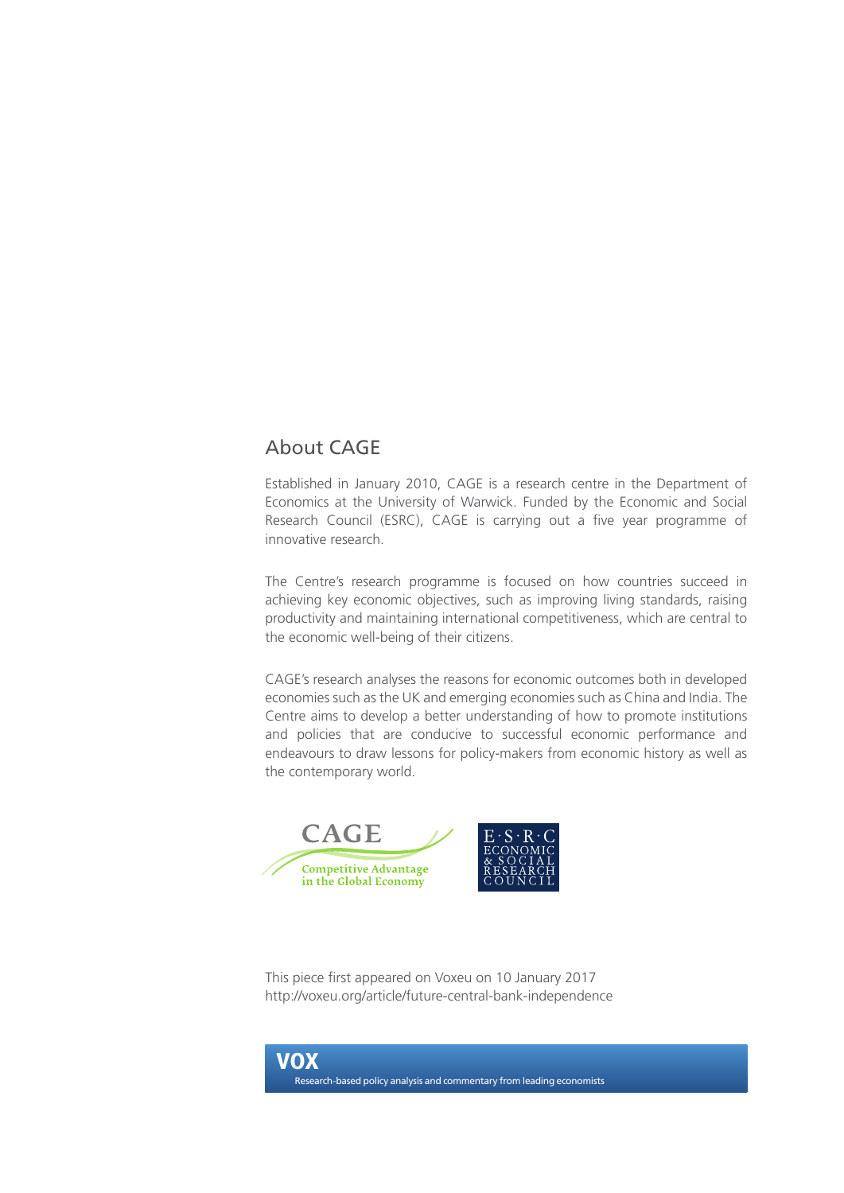## About CAGE

Established in January 2010, CAGE is a research centre in the Department of Economics at the University of Warwick. Funded by the Economic and Social Research Council (ESRC), CAGE is carrying out a five year programme of innovative research.

The Centre's research programme is focused on how countries succeed in achieving key economic objectives, such as improving living standards, raising productivity and maintaining international competitiveness, which are central to the economic well-being of their citizens.

CAGE's research analyses the reasons for economic outcomes both in developed economies such as the UK and emerging economies such as China and India. The Centre aims to develop a better understanding of how to promote institutions and policies that are conducive to successful economic performance and endeavours to draw lessons for policy-makers from economic history as well as the contemporary world.

CAGE Competitive Advantage in the Global Economy

E·S·R·C ECONOMIC & SOCIAL RESEARCH COUNCIL

This piece first appeared on Voxeu on 10 January 2017
http://voxeu.org/article/future-central-bank-independence

VOX
Research-based policy analysis and commentary from leading economists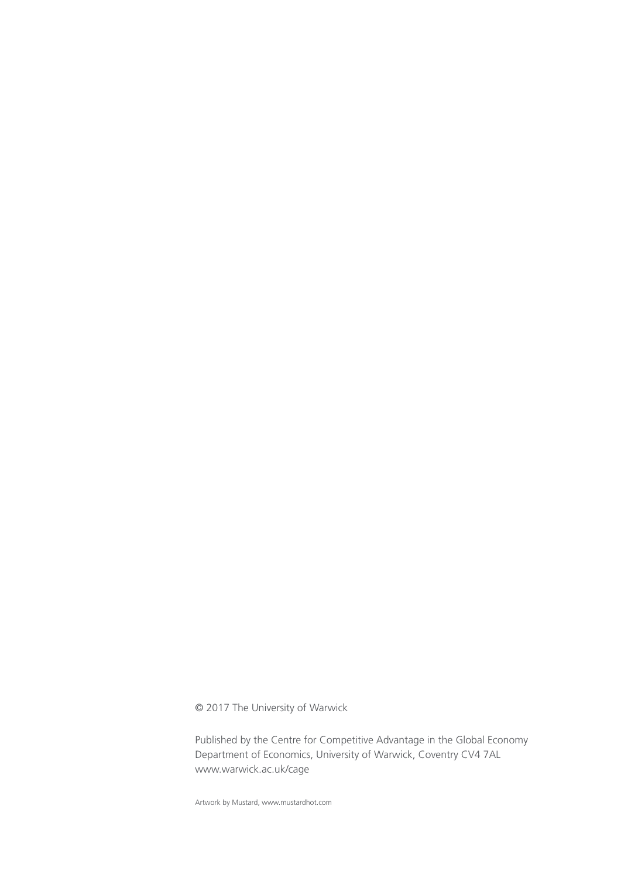© 2017 The University of Warwick

Published by the Centre for Competitive Advantage in the Global Economy
Department of Economics, University of Warwick, Coventry CV4 7AL
www.warwick.ac.uk/cage

Artwork by Mustard, www.mustardhot.com